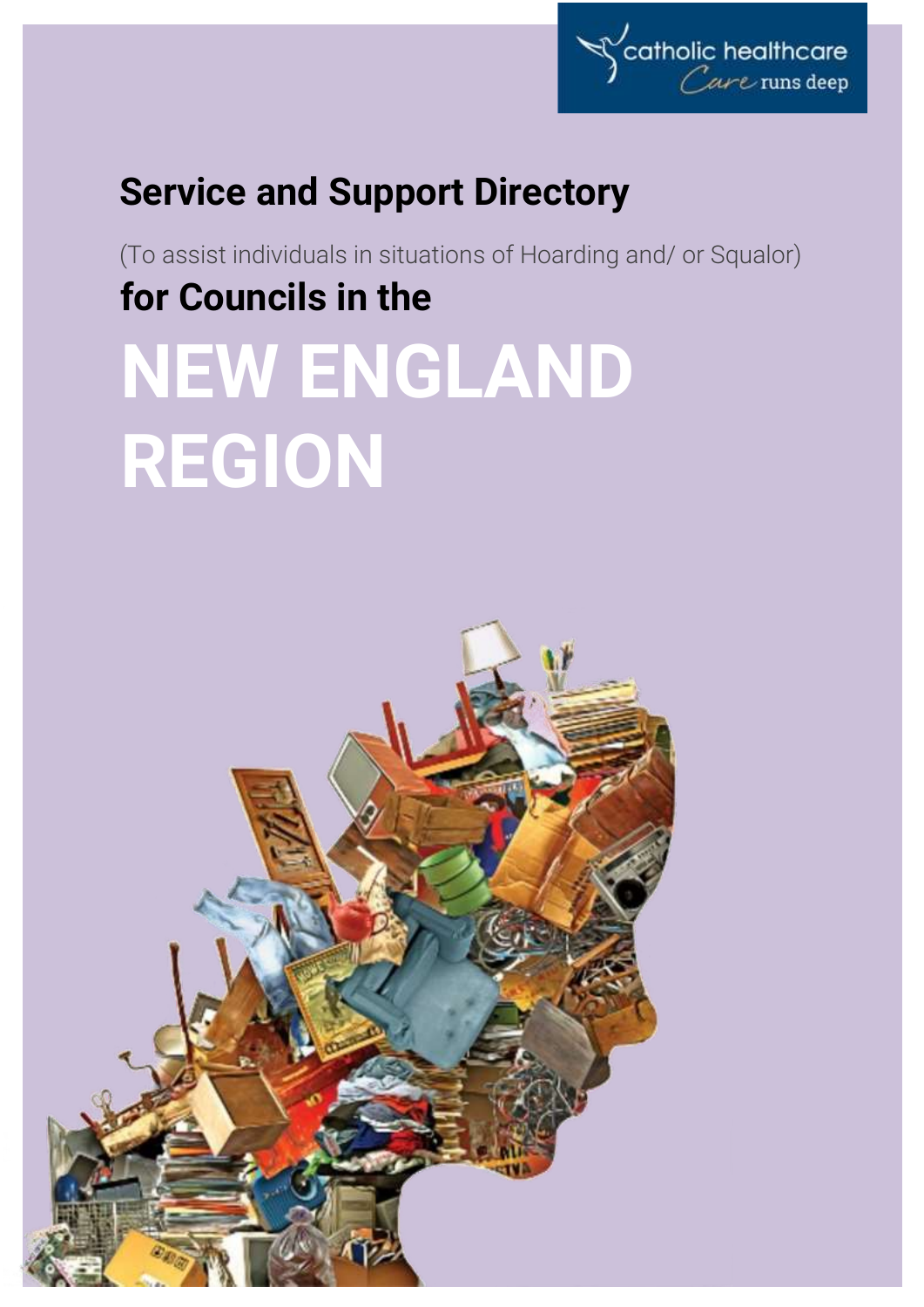catholic healthcare *Care runs deep*

# Service and Support Directory

(To assist individuals in situations of Hoarding and/ or Squalor)

## for Councils in the

# NEW ENGLAND REGION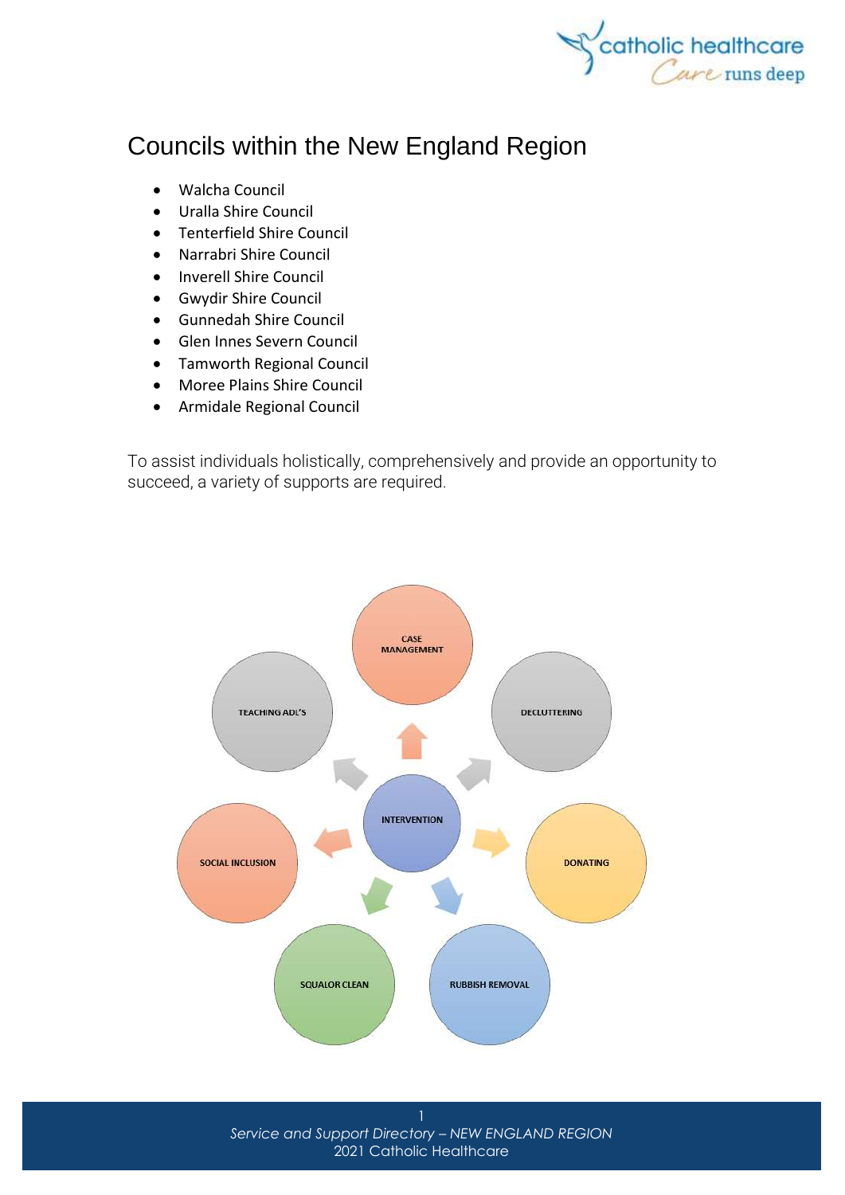# Councils within the New England Region

- Walcha Council
- Uralla Shire Council
- Tenterfield Shire Council
- Narrabri Shire Council
- Inverell Shire Council
- Gwydir Shire Council
- Gunnedah Shire Council
- Glen Innes Severn Council
- Tamworth Regional Council
- Moree Plains Shire Council
- Armidale Regional Council

To assist individuals holistically, comprehensively and provide an opportunity to succeed, a variety of supports are required.

INTERVENTION

CASE MANAGEMENT

DECLUTTERING

DONATING

RUBBISH REMOVAL

SQUALOR CLEAN

SOCIAL INCLUSION

TEACHING ADL'S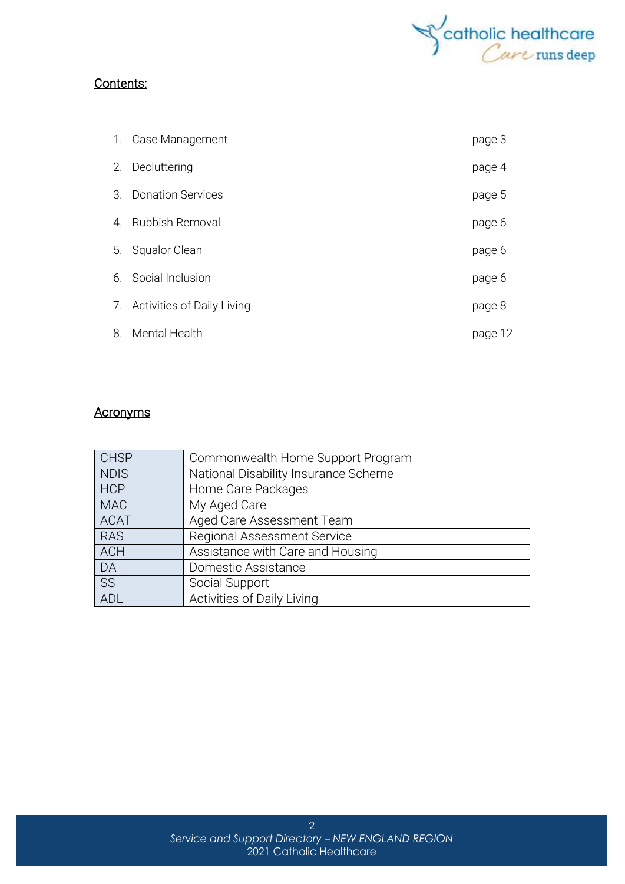## Contents:

1. Case Management page 3
2. Decluttering page 4
3. Donation Services page 5
4. Rubbish Removal page 6
5. Squalor Clean page 6
6. Social Inclusion page 6
7. Activities of Daily Living page 8
8. Mental Health page 12

## Acronyms

| | |
|---|---|
| CHSP | Commonwealth Home Support Program |
| NDIS | National Disability Insurance Scheme |
| HCP | Home Care Packages |
| MAC | My Aged Care |
| ACAT | Aged Care Assessment Team |
| RAS | Regional Assessment Service |
| ACH | Assistance with Care and Housing |
| DA | Domestic Assistance |
| SS | Social Support |
| ADL | Activities of Daily Living |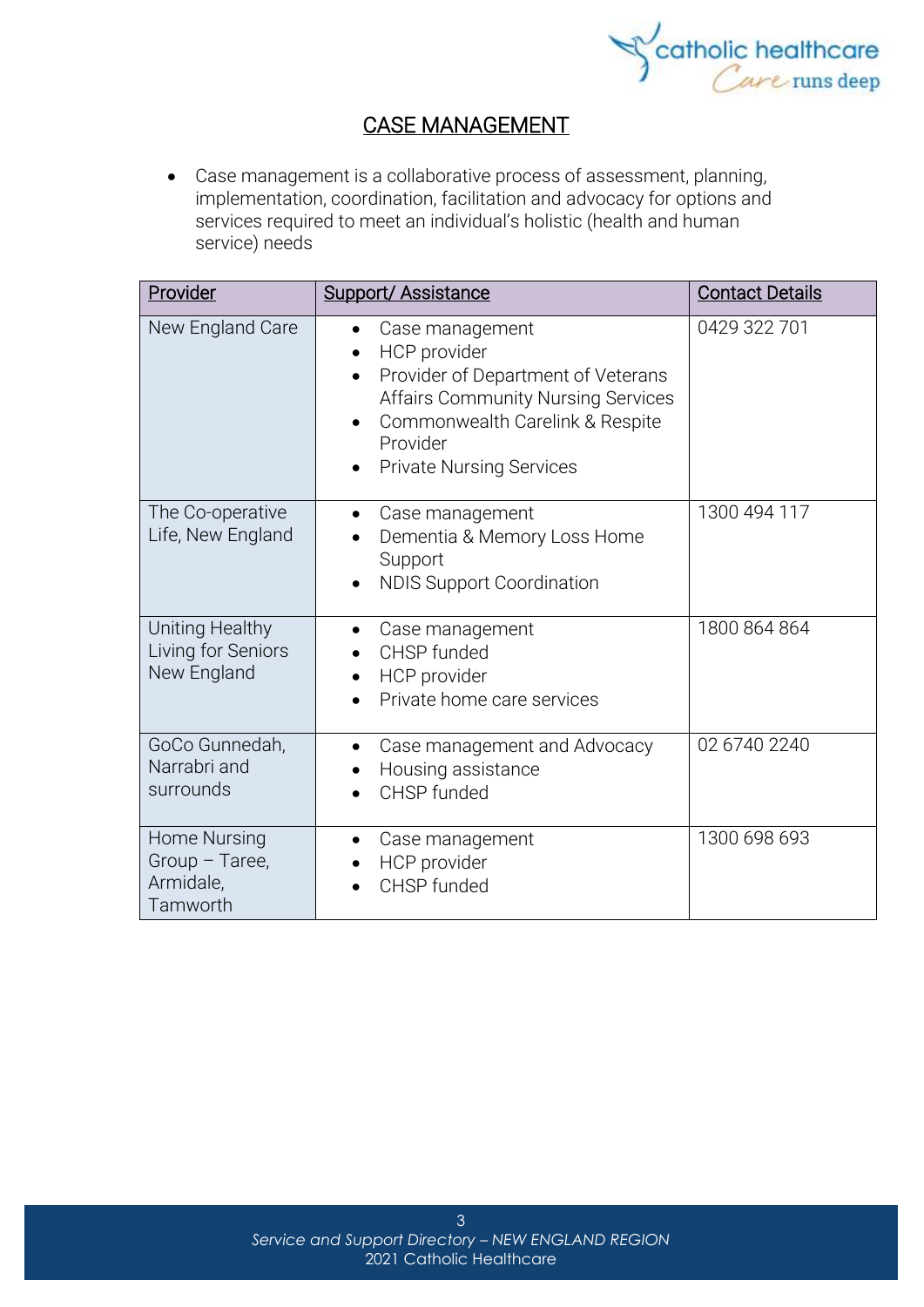## CASE MANAGEMENT

- Case management is a collaborative process of assessment, planning, implementation, coordination, facilitation and advocacy for options and services required to meet an individual's holistic (health and human service) needs

| Provider | Support/ Assistance | Contact Details |
|---|---|---|
| New England Care | • Case management<br>• HCP provider<br>• Provider of Department of Veterans Affairs Community Nursing Services<br>• Commonwealth Carelink & Respite Provider<br>• Private Nursing Services | 0429 322 701 |
| The Co-operative Life, New England | • Case management<br>• Dementia & Memory Loss Home Support<br>• NDIS Support Coordination | 1300 494 117 |
| Uniting Healthy Living for Seniors New England | • Case management<br>• CHSP funded<br>• HCP provider<br>• Private home care services | 1800 864 864 |
| GoCo Gunnedah, Narrabri and surrounds | • Case management and Advocacy<br>• Housing assistance<br>• CHSP funded | 02 6740 2240 |
| Home Nursing Group – Taree, Armidale, Tamworth | • Case management<br>• HCP provider<br>• CHSP funded | 1300 698 693 |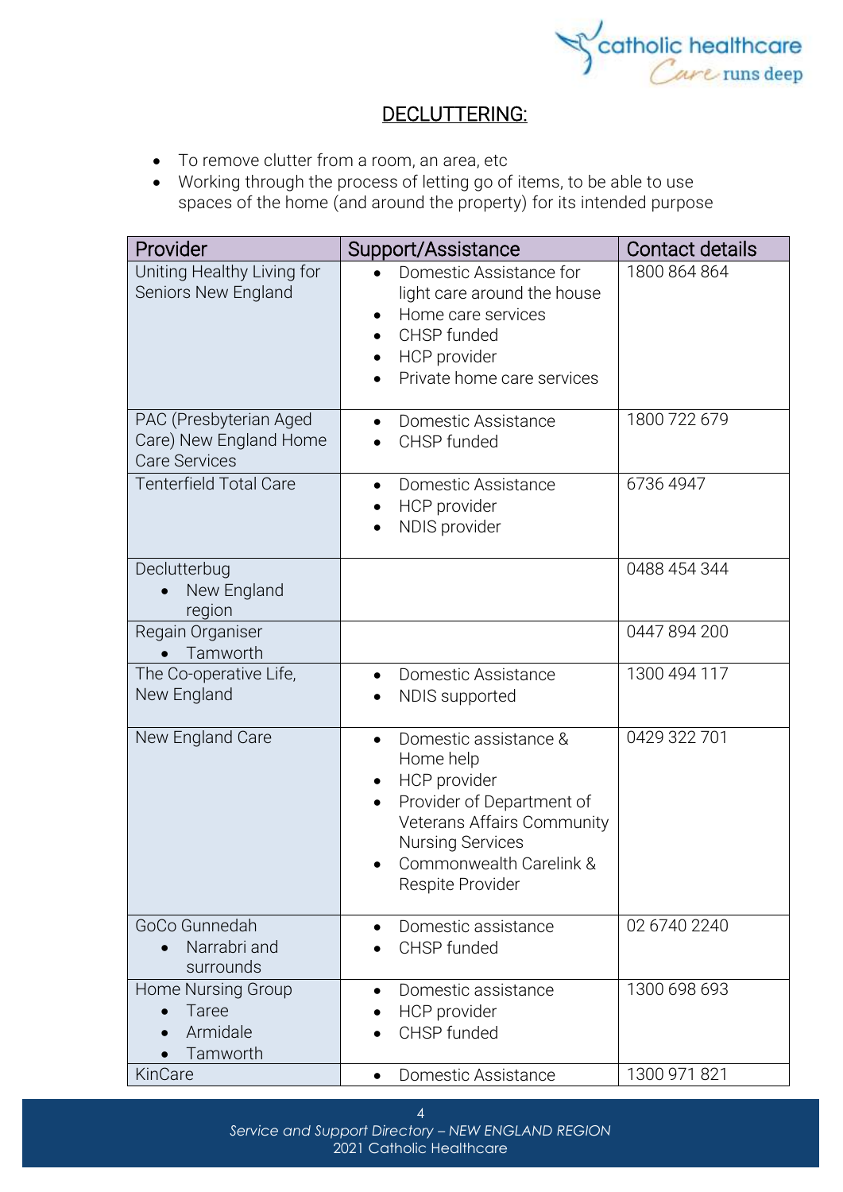## DECLUTTERING:

- To remove clutter from a room, an area, etc
- Working through the process of letting go of items, to be able to use spaces of the home (and around the property) for its intended purpose

| Provider | Support/Assistance | Contact details |
|---|---|---|
| Uniting Healthy Living for Seniors New England | • Domestic Assistance for light care around the house<br>• Home care services<br>• CHSP funded<br>• HCP provider<br>• Private home care services | 1800 864 864 |
| PAC (Presbyterian Aged Care) New England Home Care Services | • Domestic Assistance<br>• CHSP funded | 1800 722 679 |
| Tenterfield Total Care | • Domestic Assistance<br>• HCP provider<br>• NDIS provider | 6736 4947 |
| Declutterbug<br>• New England region | | 0488 454 344 |
| Regain Organiser<br>• Tamworth | | 0447 894 200 |
| The Co-operative Life, New England | • Domestic Assistance<br>• NDIS supported | 1300 494 117 |
| New England Care | • Domestic assistance & Home help<br>• HCP provider<br>• Provider of Department of Veterans Affairs Community Nursing Services<br>• Commonwealth Carelink & Respite Provider | 0429 322 701 |
| GoCo Gunnedah<br>• Narrabri and surrounds | • Domestic assistance<br>• CHSP funded | 02 6740 2240 |
| Home Nursing Group<br>• Taree<br>• Armidale<br>• Tamworth | • Domestic assistance<br>• HCP provider<br>• CHSP funded | 1300 698 693 |
| KinCare | • Domestic Assistance | 1300 971 821 |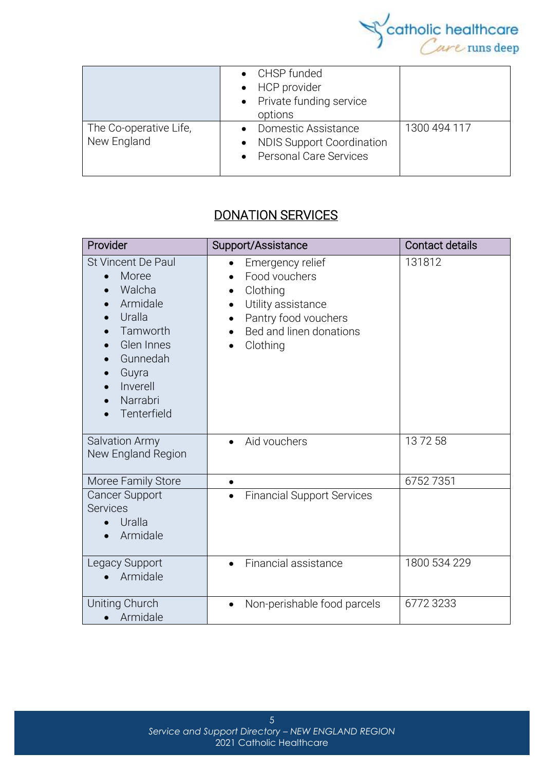| | | |
|---|---|---|
| | • CHSP funded<br>• HCP provider<br>• Private funding service options | |
| The Co-operative Life, New England | • Domestic Assistance<br>• NDIS Support Coordination<br>• Personal Care Services | 1300 494 117 |

## DONATION SERVICES

| Provider | Support/Assistance | Contact details |
|---|---|---|
| St Vincent De Paul<br>• Moree<br>• Walcha<br>• Armidale<br>• Uralla<br>• Tamworth<br>• Glen Innes<br>• Gunnedah<br>• Guyra<br>• Inverell<br>• Narrabri<br>• Tenterfield | • Emergency relief<br>• Food vouchers<br>• Clothing<br>• Utility assistance<br>• Pantry food vouchers<br>• Bed and linen donations<br>• Clothing | 131812 |
| Salvation Army New England Region | • Aid vouchers | 13 72 58 |
| Moree Family Store | • | 6752 7351 |
| Cancer Support Services<br>• Uralla<br>• Armidale | • Financial Support Services | |
| Legacy Support<br>• Armidale | • Financial assistance | 1800 534 229 |
| Uniting Church<br>• Armidale | • Non-perishable food parcels | 6772 3233 |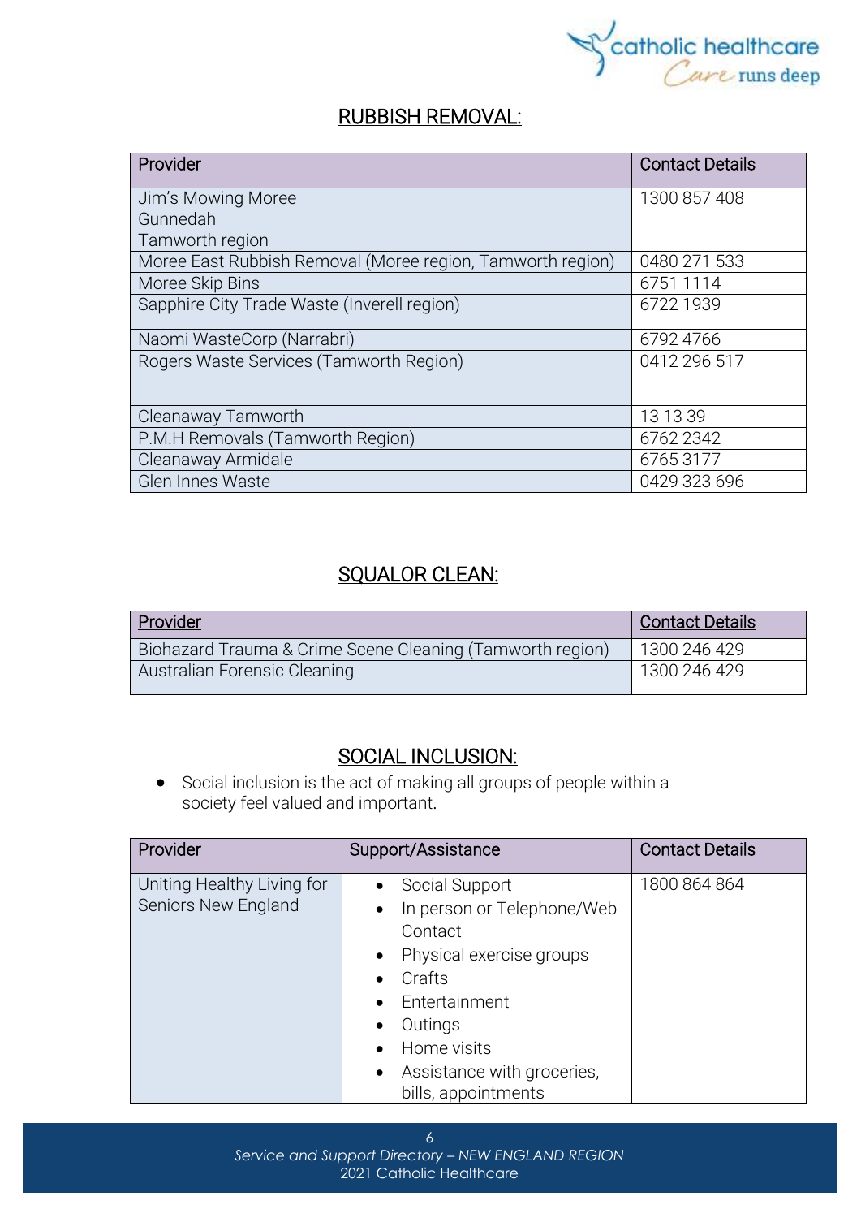## RUBBISH REMOVAL:

| Provider | Contact Details |
|---|---|
| Jim's Mowing Moree<br>Gunnedah<br>Tamworth region | 1300 857 408 |
| Moree East Rubbish Removal (Moree region, Tamworth region) | 0480 271 533 |
| Moree Skip Bins | 6751 1114 |
| Sapphire City Trade Waste (Inverell region) | 6722 1939 |
| Naomi WasteCorp (Narrabri) | 6792 4766 |
| Rogers Waste Services (Tamworth Region) | 0412 296 517 |
| Cleanaway Tamworth | 13 13 39 |
| P.M.H Removals (Tamworth Region) | 6762 2342 |
| Cleanaway Armidale | 6765 3177 |
| Glen Innes Waste | 0429 323 696 |

## SQUALOR CLEAN:

| Provider | Contact Details |
|---|---|
| Biohazard Trauma & Crime Scene Cleaning (Tamworth region) | 1300 246 429 |
| Australian Forensic Cleaning | 1300 246 429 |

## SOCIAL INCLUSION:

- Social inclusion is the act of making all groups of people within a society feel valued and important.

| Provider | Support/Assistance | Contact Details |
|---|---|---|
| Uniting Healthy Living for Seniors New England | • Social Support<br>• In person or Telephone/Web Contact<br>• Physical exercise groups<br>• Crafts<br>• Entertainment<br>• Outings<br>• Home visits<br>• Assistance with groceries, bills, appointments | 1800 864 864 |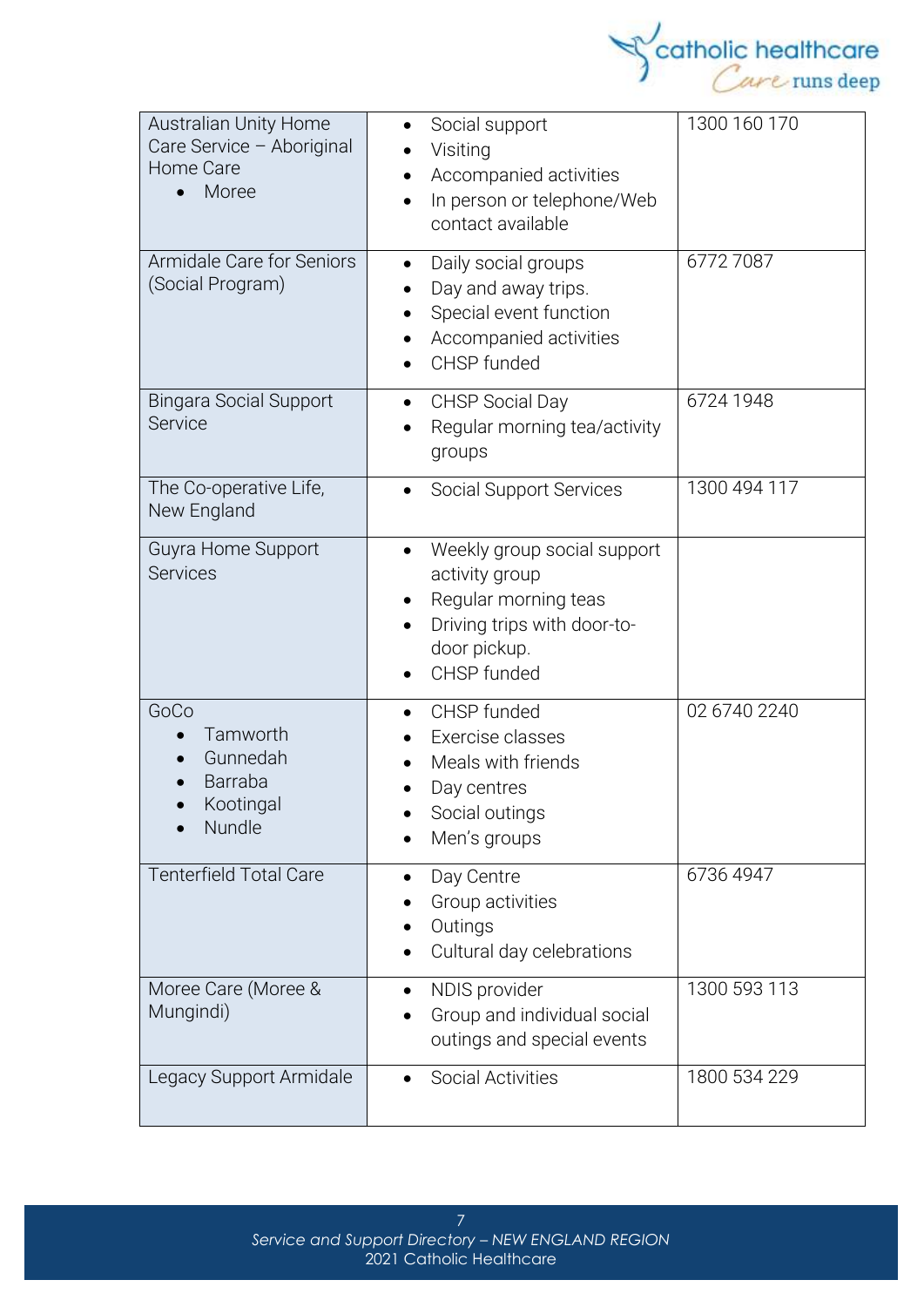| Australian Unity Home Care Service – Aboriginal Home Care<br>• Moree | • Social support<br>• Visiting<br>• Accompanied activities<br>• In person or telephone/Web contact available | 1300 160 170 |
|---|---|---|
| Armidale Care for Seniors (Social Program) | • Daily social groups<br>• Day and away trips.<br>• Special event function<br>• Accompanied activities<br>• CHSP funded | 6772 7087 |
| Bingara Social Support Service | • CHSP Social Day<br>• Regular morning tea/activity groups | 6724 1948 |
| The Co-operative Life, New England | • Social Support Services | 1300 494 117 |
| Guyra Home Support Services | • Weekly group social support activity group<br>• Regular morning teas<br>• Driving trips with door-to-door pickup.<br>• CHSP funded | |
| GoCo<br>• Tamworth<br>• Gunnedah<br>• Barraba<br>• Kootingal<br>• Nundle | • CHSP funded<br>• Exercise classes<br>• Meals with friends<br>• Day centres<br>• Social outings<br>• Men's groups | 02 6740 2240 |
| Tenterfield Total Care | • Day Centre<br>• Group activities<br>• Outings<br>• Cultural day celebrations | 6736 4947 |
| Moree Care (Moree & Mungindi) | • NDIS provider<br>• Group and individual social outings and special events | 1300 593 113 |
| Legacy Support Armidale | • Social Activities | 1800 534 229 |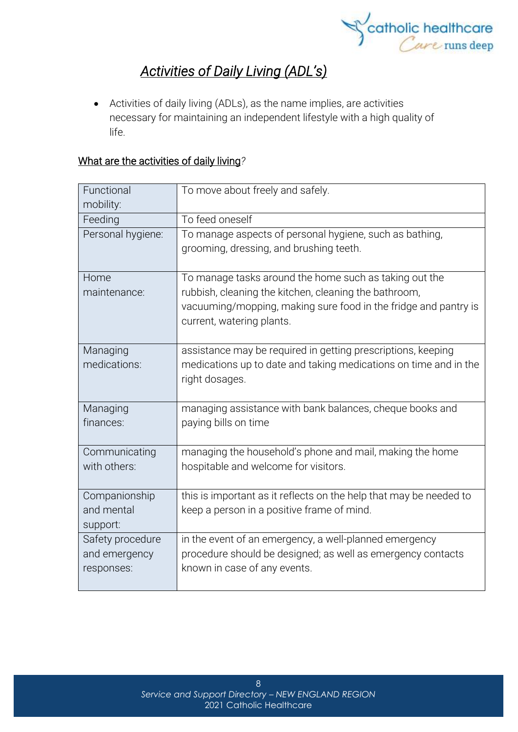# *Activities of Daily Living (ADL's)*

- Activities of daily living (ADLs), as the name implies, are activities necessary for maintaining an independent lifestyle with a high quality of life.

What are the activities of daily living?

| | |
|---|---|
| Functional mobility: | To move about freely and safely. |
| Feeding | To feed oneself |
| Personal hygiene: | To manage aspects of personal hygiene, such as bathing, grooming, dressing, and brushing teeth. |
| Home maintenance: | To manage tasks around the home such as taking out the rubbish, cleaning the kitchen, cleaning the bathroom, vacuuming/mopping, making sure food in the fridge and pantry is current, watering plants. |
| Managing medications: | assistance may be required in getting prescriptions, keeping medications up to date and taking medications on time and in the right dosages. |
| Managing finances: | managing assistance with bank balances, cheque books and paying bills on time |
| Communicating with others: | managing the household's phone and mail, making the home hospitable and welcome for visitors. |
| Companionship and mental support: | this is important as it reflects on the help that may be needed to keep a person in a positive frame of mind. |
| Safety procedure and emergency responses: | in the event of an emergency, a well-planned emergency procedure should be designed; as well as emergency contacts known in case of any events. |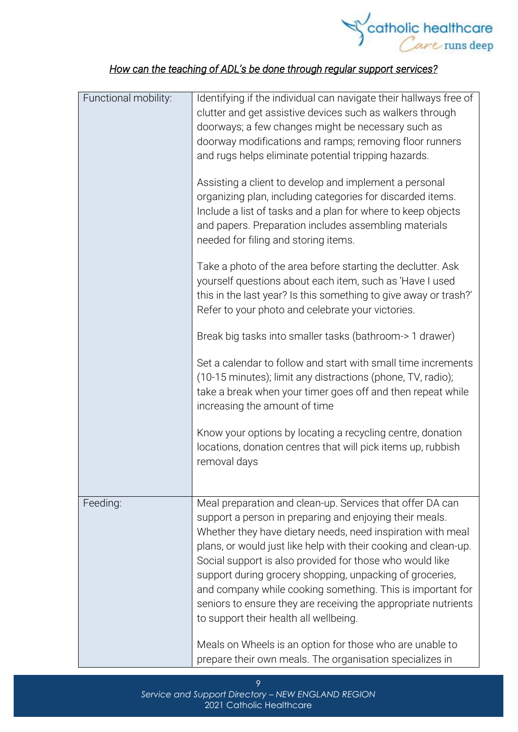*How can the teaching of ADL's be done through regular support services?*

| | |
|---|---|
| Functional mobility: | Identifying if the individual can navigate their hallways free of clutter and get assistive devices such as walkers through doorways; a few changes might be necessary such as doorway modifications and ramps; removing floor runners and rugs helps eliminate potential tripping hazards.<br><br>Assisting a client to develop and implement a personal organizing plan, including categories for discarded items. Include a list of tasks and a plan for where to keep objects and papers. Preparation includes assembling materials needed for filing and storing items.<br><br>Take a photo of the area before starting the declutter. Ask yourself questions about each item, such as 'Have I used this in the last year? Is this something to give away or trash?' Refer to your photo and celebrate your victories.<br><br>Break big tasks into smaller tasks (bathroom-> 1 drawer)<br><br>Set a calendar to follow and start with small time increments (10-15 minutes); limit any distractions (phone, TV, radio); take a break when your timer goes off and then repeat while increasing the amount of time<br><br>Know your options by locating a recycling centre, donation locations, donation centres that will pick items up, rubbish removal days |
| Feeding: | Meal preparation and clean-up. Services that offer DA can support a person in preparing and enjoying their meals. Whether they have dietary needs, need inspiration with meal plans, or would just like help with their cooking and clean-up. Social support is also provided for those who would like support during grocery shopping, unpacking of groceries, and company while cooking something. This is important for seniors to ensure they are receiving the appropriate nutrients to support their health all wellbeing.<br><br>Meals on Wheels is an option for those who are unable to prepare their own meals. The organisation specializes in |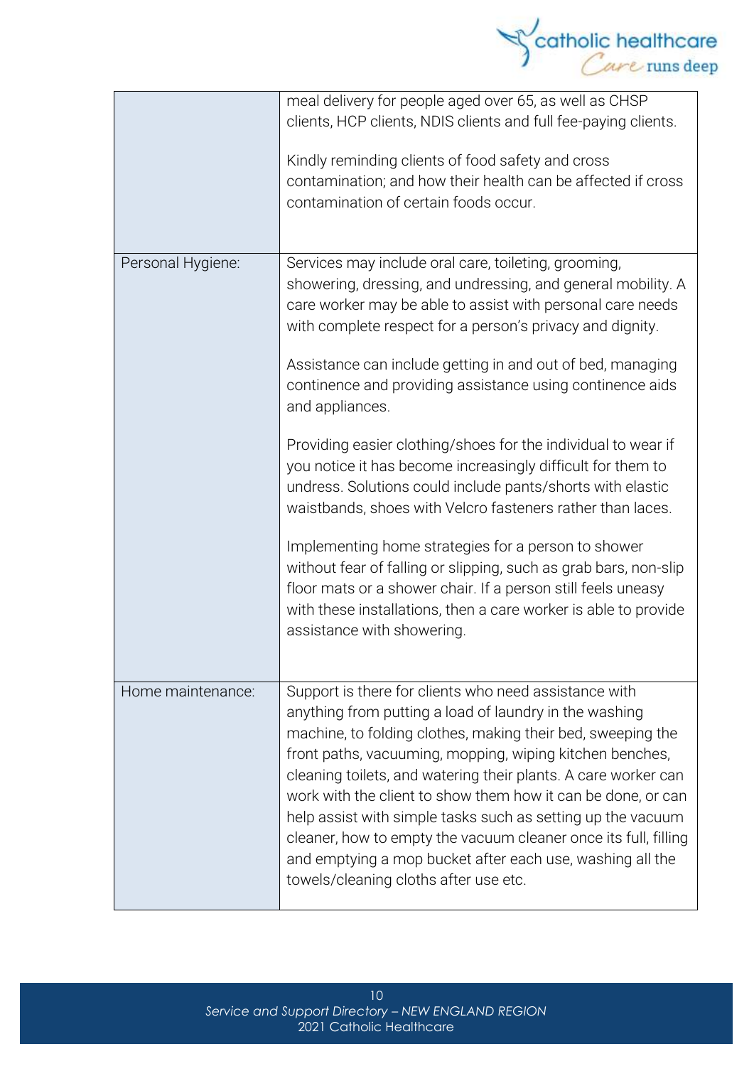| | |
|---|---|
| | meal delivery for people aged over 65, as well as CHSP clients, HCP clients, NDIS clients and full fee-paying clients.<br><br>Kindly reminding clients of food safety and cross contamination; and how their health can be affected if cross contamination of certain foods occur. |
| Personal Hygiene: | Services may include oral care, toileting, grooming, showering, dressing, and undressing, and general mobility. A care worker may be able to assist with personal care needs with complete respect for a person's privacy and dignity.<br><br>Assistance can include getting in and out of bed, managing continence and providing assistance using continence aids and appliances.<br><br>Providing easier clothing/shoes for the individual to wear if you notice it has become increasingly difficult for them to undress. Solutions could include pants/shorts with elastic waistbands, shoes with Velcro fasteners rather than laces.<br><br>Implementing home strategies for a person to shower without fear of falling or slipping, such as grab bars, non-slip floor mats or a shower chair. If a person still feels uneasy with these installations, then a care worker is able to provide assistance with showering. |
| Home maintenance: | Support is there for clients who need assistance with anything from putting a load of laundry in the washing machine, to folding clothes, making their bed, sweeping the front paths, vacuuming, mopping, wiping kitchen benches, cleaning toilets, and watering their plants. A care worker can work with the client to show them how it can be done, or can help assist with simple tasks such as setting up the vacuum cleaner, how to empty the vacuum cleaner once its full, filling and emptying a mop bucket after each use, washing all the towels/cleaning cloths after use etc. |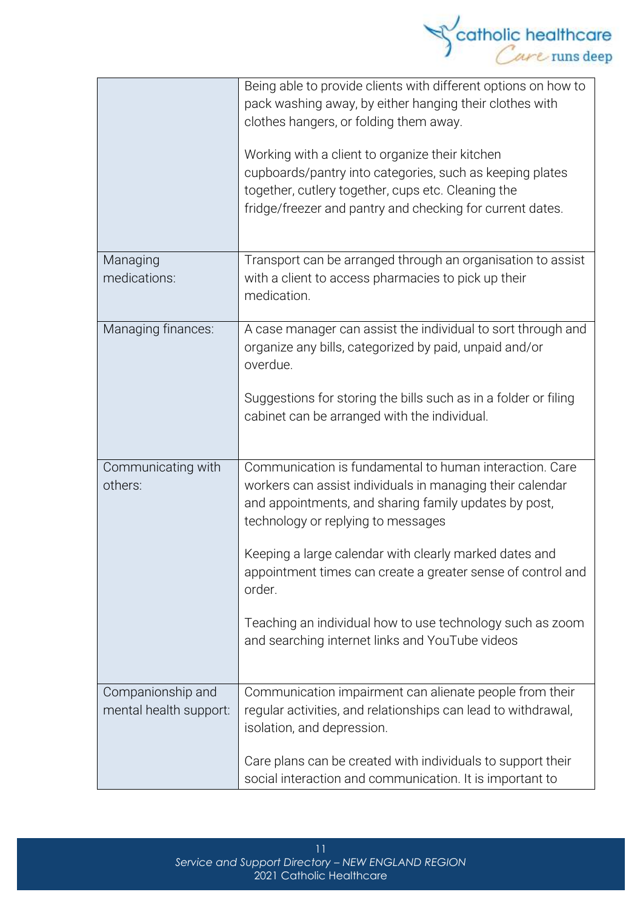| | |
|---|---|
| | Being able to provide clients with different options on how to pack washing away, by either hanging their clothes with clothes hangers, or folding them away.<br><br>Working with a client to organize their kitchen cupboards/pantry into categories, such as keeping plates together, cutlery together, cups etc. Cleaning the fridge/freezer and pantry and checking for current dates. |
| Managing medications: | Transport can be arranged through an organisation to assist with a client to access pharmacies to pick up their medication. |
| Managing finances: | A case manager can assist the individual to sort through and organize any bills, categorized by paid, unpaid and/or overdue.<br><br>Suggestions for storing the bills such as in a folder or filing cabinet can be arranged with the individual. |
| Communicating with others: | Communication is fundamental to human interaction. Care workers can assist individuals in managing their calendar and appointments, and sharing family updates by post, technology or replying to messages<br><br>Keeping a large calendar with clearly marked dates and appointment times can create a greater sense of control and order.<br><br>Teaching an individual how to use technology such as zoom and searching internet links and YouTube videos |
| Companionship and mental health support: | Communication impairment can alienate people from their regular activities, and relationships can lead to withdrawal, isolation, and depression.<br><br>Care plans can be created with individuals to support their social interaction and communication. It is important to |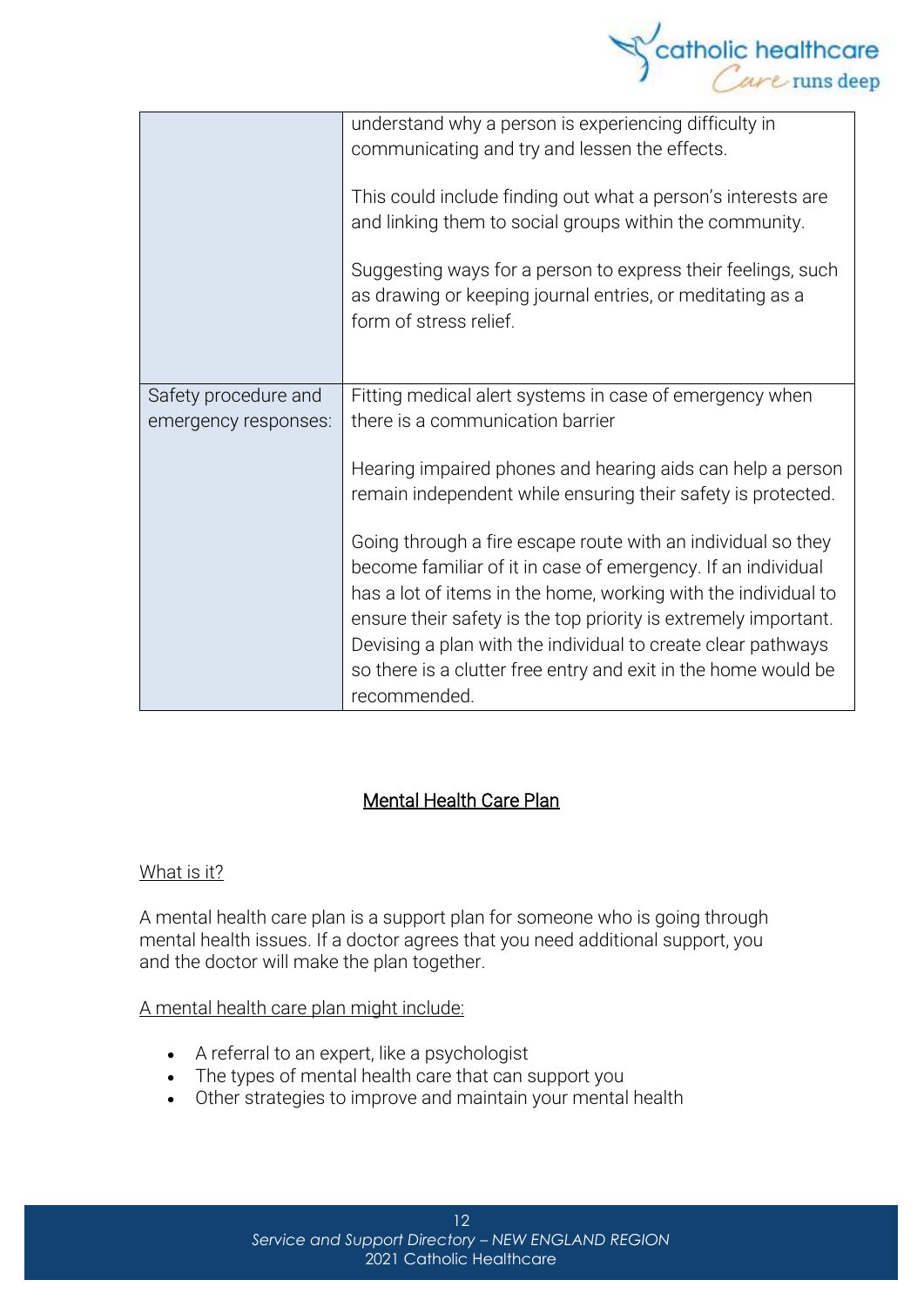| | |
|---|---|
| | understand why a person is experiencing difficulty in communicating and try and lessen the effects.<br><br>This could include finding out what a person's interests are and linking them to social groups within the community.<br><br>Suggesting ways for a person to express their feelings, such as drawing or keeping journal entries, or meditating as a form of stress relief. |
| Safety procedure and emergency responses: | Fitting medical alert systems in case of emergency when there is a communication barrier<br><br>Hearing impaired phones and hearing aids can help a person remain independent while ensuring their safety is protected.<br><br>Going through a fire escape route with an individual so they become familiar of it in case of emergency. If an individual has a lot of items in the home, working with the individual to ensure their safety is the top priority is extremely important. Devising a plan with the individual to create clear pathways so there is a clutter free entry and exit in the home would be recommended. |

## Mental Health Care Plan

### What is it?

A mental health care plan is a support plan for someone who is going through mental health issues. If a doctor agrees that you need additional support, you and the doctor will make the plan together.

A mental health care plan might include:

- A referral to an expert, like a psychologist
- The types of mental health care that can support you
- Other strategies to improve and maintain your mental health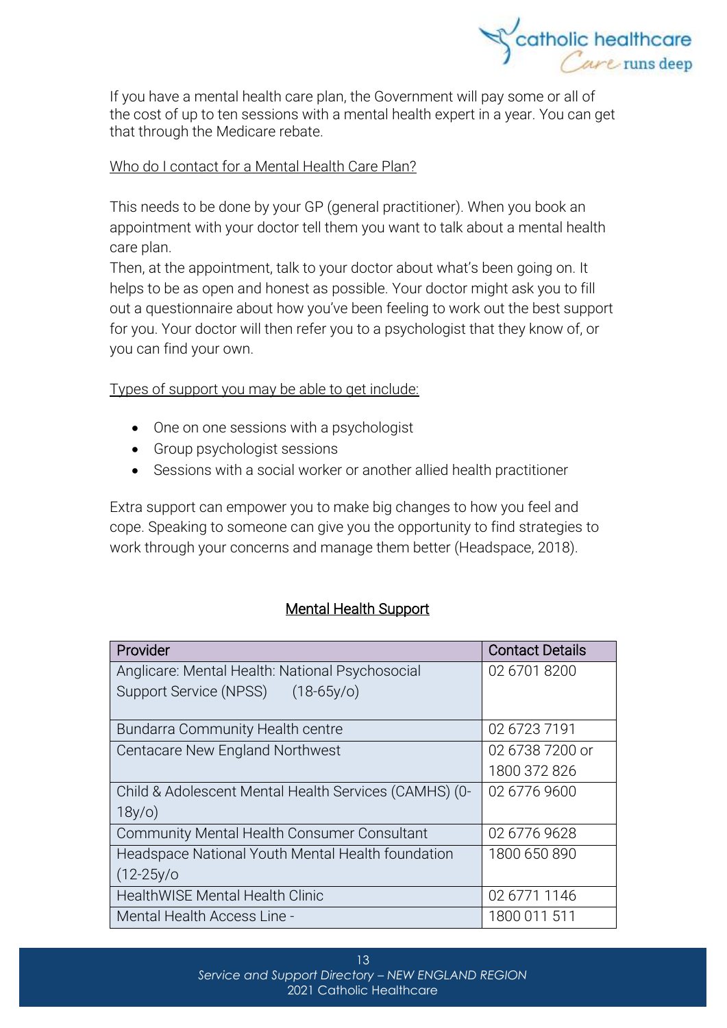If you have a mental health care plan, the Government will pay some or all of the cost of up to ten sessions with a mental health expert in a year. You can get that through the Medicare rebate.

Who do I contact for a Mental Health Care Plan?

This needs to be done by your GP (general practitioner). When you book an appointment with your doctor tell them you want to talk about a mental health care plan.
Then, at the appointment, talk to your doctor about what's been going on. It helps to be as open and honest as possible. Your doctor might ask you to fill out a questionnaire about how you've been feeling to work out the best support for you. Your doctor will then refer you to a psychologist that they know of, or you can find your own.

Types of support you may be able to get include:

- One on one sessions with a psychologist
- Group psychologist sessions
- Sessions with a social worker or another allied health practitioner

Extra support can empower you to make big changes to how you feel and cope. Speaking to someone can give you the opportunity to find strategies to work through your concerns and manage them better (Headspace, 2018).

## Mental Health Support

| Provider | Contact Details |
|---|---|
| Anglicare: Mental Health: National Psychosocial Support Service (NPSS) (18-65y/o) | 02 6701 8200 |
| Bundarra Community Health centre | 02 6723 7191 |
| Centacare New England Northwest | 02 6738 7200 or 1800 372 826 |
| Child & Adolescent Mental Health Services (CAMHS) (0-18y/o) | 02 6776 9600 |
| Community Mental Health Consumer Consultant | 02 6776 9628 |
| Headspace National Youth Mental Health foundation (12-25y/o | 1800 650 890 |
| HealthWISE Mental Health Clinic | 02 6771 1146 |
| Mental Health Access Line - | 1800 011 511 |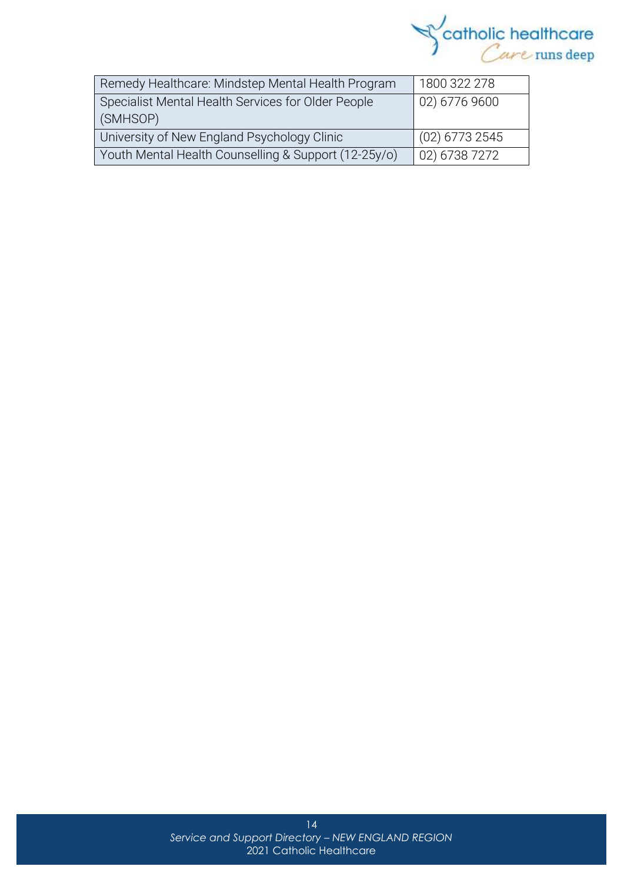| | |
|---|---|
| Remedy Healthcare: Mindstep Mental Health Program | 1800 322 278 |
| Specialist Mental Health Services for Older People (SMHSOP) | 02) 6776 9600 |
| University of New England Psychology Clinic | (02) 6773 2545 |
| Youth Mental Health Counselling & Support (12-25y/o) | 02) 6738 7272 |